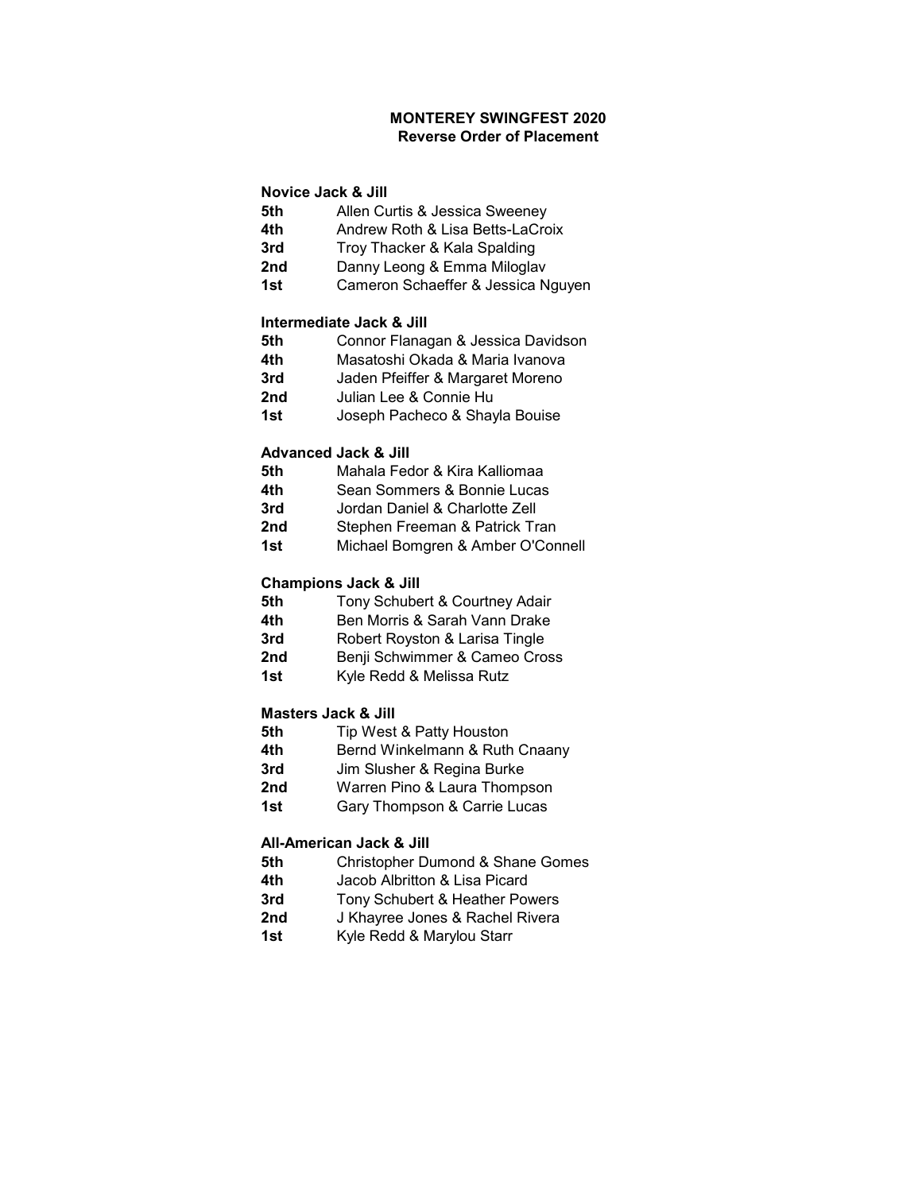# MONTEREY SWINGFEST 2020

## Reverse Order of Placement

### Novice Jack & Jill

| | |
|---|---|
| **5th** | Allen Curtis & Jessica Sweeney |
| **4th** | Andrew Roth & Lisa Betts-LaCroix |
| **3rd** | Troy Thacker & Kala Spalding |
| **2nd** | Danny Leong & Emma Miloglav |
| **1st** | Cameron Schaeffer & Jessica Nguyen |

### Intermediate Jack & Jill

| | |
|---|---|
| **5th** | Connor Flanagan & Jessica Davidson |
| **4th** | Masatoshi Okada & Maria Ivanova |
| **3rd** | Jaden Pfeiffer & Margaret Moreno |
| **2nd** | Julian Lee & Connie Hu |
| **1st** | Joseph Pacheco & Shayla Bouise |

### Advanced Jack & Jill

| | |
|---|---|
| **5th** | Mahala Fedor & Kira Kalliomaa |
| **4th** | Sean Sommers & Bonnie Lucas |
| **3rd** | Jordan Daniel & Charlotte Zell |
| **2nd** | Stephen Freeman & Patrick Tran |
| **1st** | Michael Bomgren & Amber O'Connell |

### Champions Jack & Jill

| | |
|---|---|
| **5th** | Tony Schubert & Courtney Adair |
| **4th** | Ben Morris & Sarah Vann Drake |
| **3rd** | Robert Royston & Larisa Tingle |
| **2nd** | Benji Schwimmer & Cameo Cross |
| **1st** | Kyle Redd & Melissa Rutz |

### Masters Jack & Jill

| | |
|---|---|
| **5th** | Tip West & Patty Houston |
| **4th** | Bernd Winkelmann & Ruth Cnaany |
| **3rd** | Jim Slusher & Regina Burke |
| **2nd** | Warren Pino & Laura Thompson |
| **1st** | Gary Thompson & Carrie Lucas |

### All-American Jack & Jill

| | |
|---|---|
| **5th** | Christopher Dumond & Shane Gomes |
| **4th** | Jacob Albritton & Lisa Picard |
| **3rd** | Tony Schubert & Heather Powers |
| **2nd** | J Khayree Jones & Rachel Rivera |
| **1st** | Kyle Redd & Marylou Starr |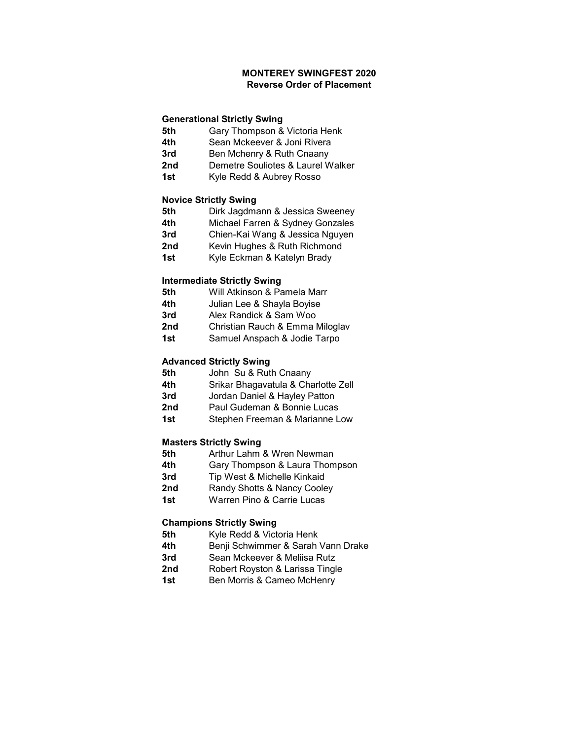**MONTEREY SWINGFEST 2020**
**Reverse Order of Placement**

**Generational Strictly Swing**

| | |
|---|---|
| **5th** | Gary Thompson & Victoria Henk |
| **4th** | Sean Mckeever & Joni Rivera |
| **3rd** | Ben Mchenry & Ruth Cnaany |
| **2nd** | Demetre Souliotes & Laurel Walker |
| **1st** | Kyle Redd & Aubrey Rosso |

**Novice Strictly Swing**

| | |
|---|---|
| **5th** | Dirk Jagdmann & Jessica Sweeney |
| **4th** | Michael Farren & Sydney Gonzales |
| **3rd** | Chien-Kai Wang & Jessica Nguyen |
| **2nd** | Kevin Hughes & Ruth Richmond |
| **1st** | Kyle Eckman & Katelyn Brady |

**Intermediate Strictly Swing**

| | |
|---|---|
| **5th** | Will Atkinson & Pamela Marr |
| **4th** | Julian Lee & Shayla Boyise |
| **3rd** | Alex Randick & Sam Woo |
| **2nd** | Christian Rauch & Emma Miloglav |
| **1st** | Samuel Anspach & Jodie Tarpo |

**Advanced Strictly Swing**

| | |
|---|---|
| **5th** | John Su & Ruth Cnaany |
| **4th** | Srikar Bhagavatula & Charlotte Zell |
| **3rd** | Jordan Daniel & Hayley Patton |
| **2nd** | Paul Gudeman & Bonnie Lucas |
| **1st** | Stephen Freeman & Marianne Low |

**Masters Strictly Swing**

| | |
|---|---|
| **5th** | Arthur Lahm & Wren Newman |
| **4th** | Gary Thompson & Laura Thompson |
| **3rd** | Tip West & Michelle Kinkaid |
| **2nd** | Randy Shotts & Nancy Cooley |
| **1st** | Warren Pino & Carrie Lucas |

**Champions Strictly Swing**

| | |
|---|---|
| **5th** | Kyle Redd & Victoria Henk |
| **4th** | Benji Schwimmer & Sarah Vann Drake |
| **3rd** | Sean Mckeever & Meliisa Rutz |
| **2nd** | Robert Royston & Larissa Tingle |
| **1st** | Ben Morris & Cameo McHenry |